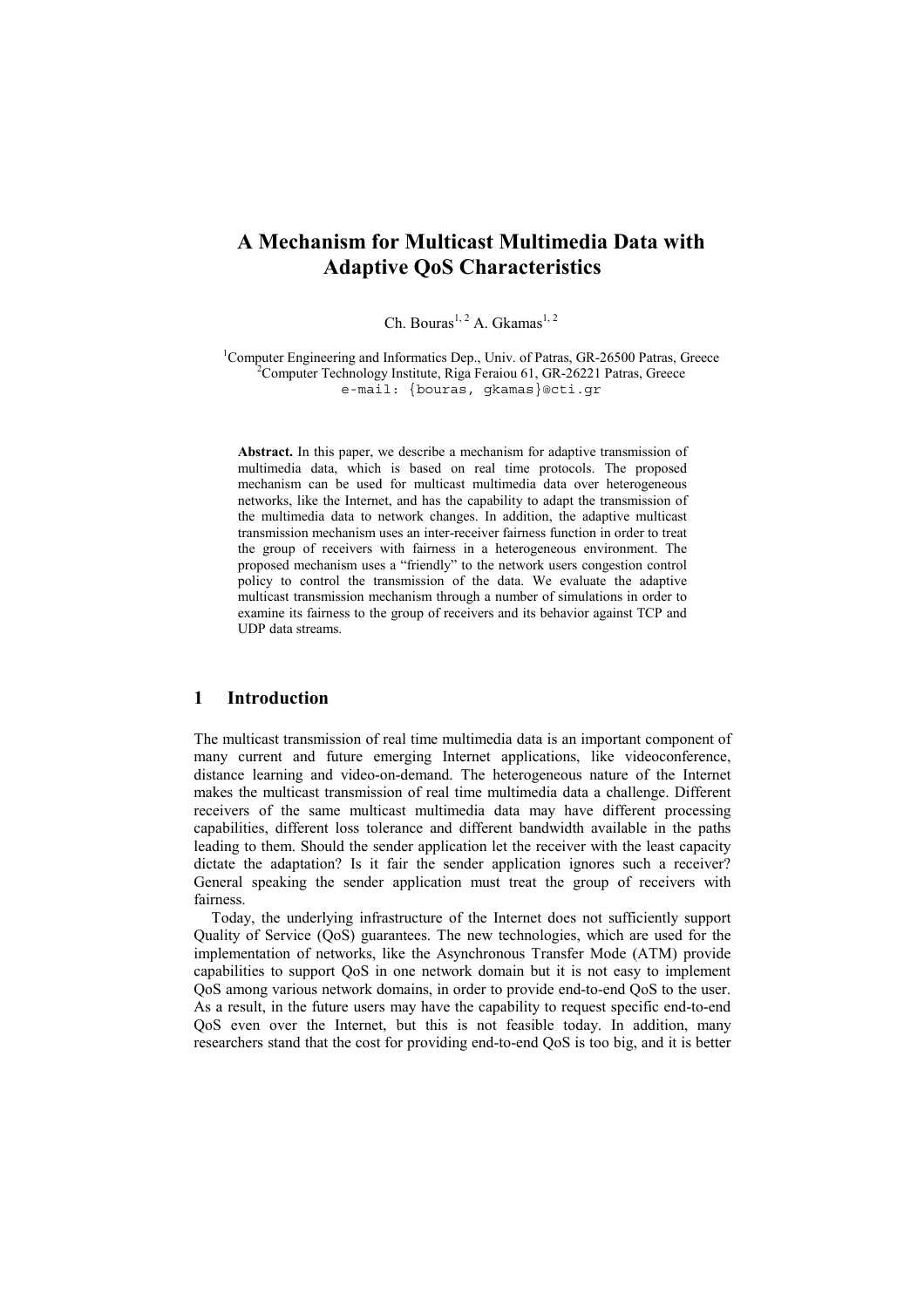# A Mechanism for Multicast Multimedia Data with Adaptive QoS Characteristics

Ch. Bouras[1, 2] A. Gkamas[1, 2]

[1]Computer Engineering and Informatics Dep., Univ. of Patras, GR-26500 Patras, Greece
[2]Computer Technology Institute, Riga Feraiou 61, GR-26221 Patras, Greece
e-mail: {bouras, gkamas}@cti.gr

**Abstract.** In this paper, we describe a mechanism for adaptive transmission of multimedia data, which is based on real time protocols. The proposed mechanism can be used for multicast multimedia data over heterogeneous networks, like the Internet, and has the capability to adapt the transmission of the multimedia data to network changes. In addition, the adaptive multicast transmission mechanism uses an inter-receiver fairness function in order to treat the group of receivers with fairness in a heterogeneous environment. The proposed mechanism uses a "friendly" to the network users congestion control policy to control the transmission of the data. We evaluate the adaptive multicast transmission mechanism through a number of simulations in order to examine its fairness to the group of receivers and its behavior against TCP and UDP data streams.

## 1 Introduction

The multicast transmission of real time multimedia data is an important component of many current and future emerging Internet applications, like videoconference, distance learning and video-on-demand. The heterogeneous nature of the Internet makes the multicast transmission of real time multimedia data a challenge. Different receivers of the same multicast multimedia data may have different processing capabilities, different loss tolerance and different bandwidth available in the paths leading to them. Should the sender application let the receiver with the least capacity dictate the adaptation? Is it fair the sender application ignores such a receiver? General speaking the sender application must treat the group of receivers with fairness.

Today, the underlying infrastructure of the Internet does not sufficiently support Quality of Service (QoS) guarantees. The new technologies, which are used for the implementation of networks, like the Asynchronous Transfer Mode (ATM) provide capabilities to support QoS in one network domain but it is not easy to implement QoS among various network domains, in order to provide end-to-end QoS to the user. As a result, in the future users may have the capability to request specific end-to-end QoS even over the Internet, but this is not feasible today. In addition, many researchers stand that the cost for providing end-to-end QoS is too big, and it is better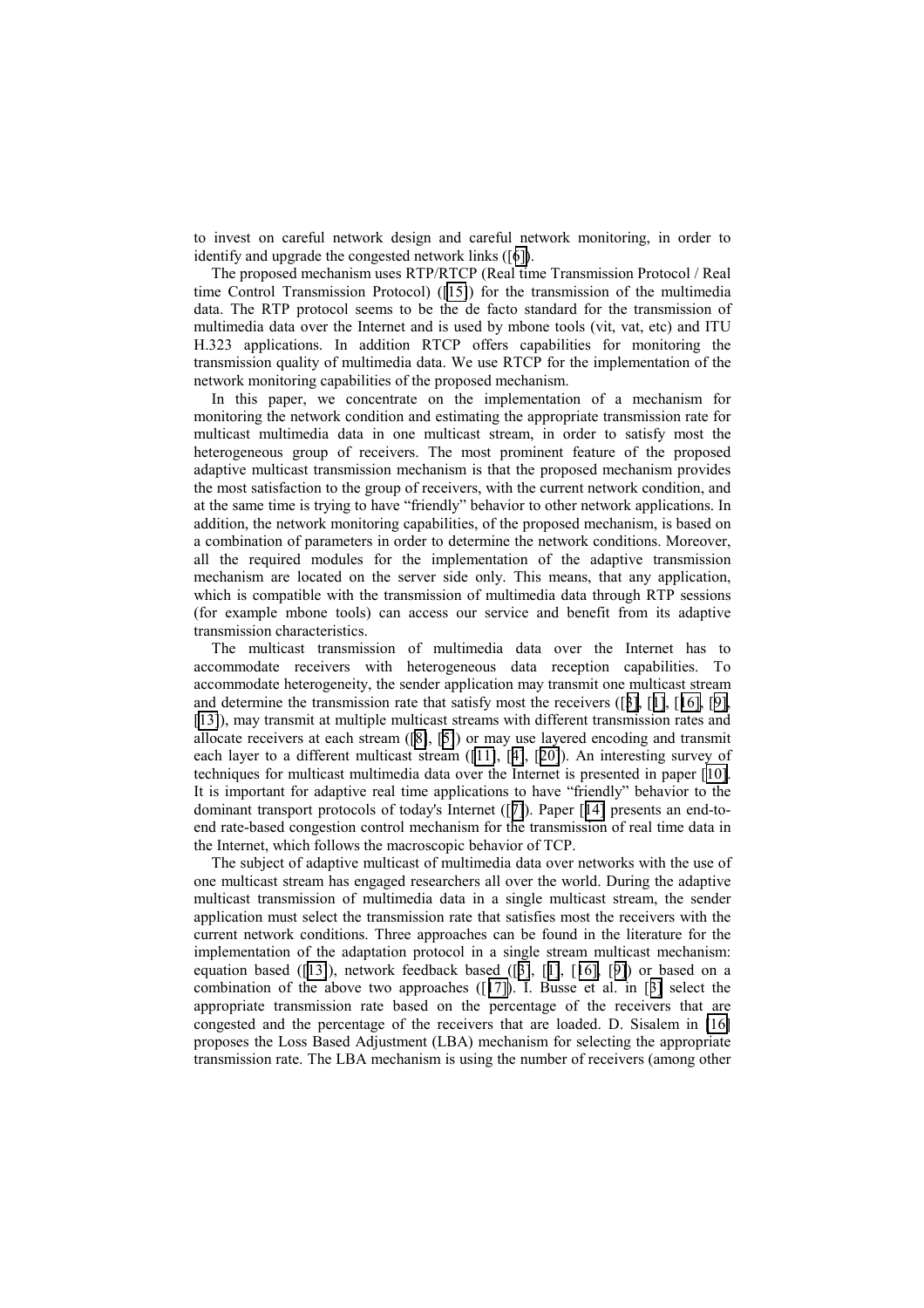to invest on careful network design and careful network monitoring, in order to identify and upgrade the congested network links ([6]).

The proposed mechanism uses RTP/RTCP (Real time Transmission Protocol / Real time Control Transmission Protocol) ([15]) for the transmission of the multimedia data. The RTP protocol seems to be the de facto standard for the transmission of multimedia data over the Internet and is used by mbone tools (vit, vat, etc) and ITU H.323 applications. In addition RTCP offers capabilities for monitoring the transmission quality of multimedia data. We use RTCP for the implementation of the network monitoring capabilities of the proposed mechanism.

In this paper, we concentrate on the implementation of a mechanism for monitoring the network condition and estimating the appropriate transmission rate for multicast multimedia data in one multicast stream, in order to satisfy most the heterogeneous group of receivers. The most prominent feature of the proposed adaptive multicast transmission mechanism is that the proposed mechanism provides the most satisfaction to the group of receivers, with the current network condition, and at the same time is trying to have "friendly" behavior to other network applications. In addition, the network monitoring capabilities, of the proposed mechanism, is based on a combination of parameters in order to determine the network conditions. Moreover, all the required modules for the implementation of the adaptive transmission mechanism are located on the server side only. This means, that any application, which is compatible with the transmission of multimedia data through RTP sessions (for example mbone tools) can access our service and benefit from its adaptive transmission characteristics.

The multicast transmission of multimedia data over the Internet has to accommodate receivers with heterogeneous data reception capabilities. To accommodate heterogeneity, the sender application may transmit one multicast stream and determine the transmission rate that satisfy most the receivers ([3], [1], [16], [9], [13]), may transmit at multiple multicast streams with different transmission rates and allocate receivers at each stream ([8], [5]) or may use layered encoding and transmit each layer to a different multicast stream ([11], [4], [20]). An interesting survey of techniques for multicast multimedia data over the Internet is presented in paper [10]. It is important for adaptive real time applications to have "friendly" behavior to the dominant transport protocols of today's Internet ([7]). Paper [14] presents an end-to-end rate-based congestion control mechanism for the transmission of real time data in the Internet, which follows the macroscopic behavior of TCP.

The subject of adaptive multicast of multimedia data over networks with the use of one multicast stream has engaged researchers all over the world. During the adaptive multicast transmission of multimedia data in a single multicast stream, the sender application must select the transmission rate that satisfies most the receivers with the current network conditions. Three approaches can be found in the literature for the implementation of the adaptation protocol in a single stream multicast mechanism: equation based ([13]), network feedback based ([3], [1], [16], [9]) or based on a combination of the above two approaches ([17]). I. Busse et al. in [3] select the appropriate transmission rate based on the percentage of the receivers that are congested and the percentage of the receivers that are loaded. D. Sisalem in [16] proposes the Loss Based Adjustment (LBA) mechanism for selecting the appropriate transmission rate. The LBA mechanism is using the number of receivers (among other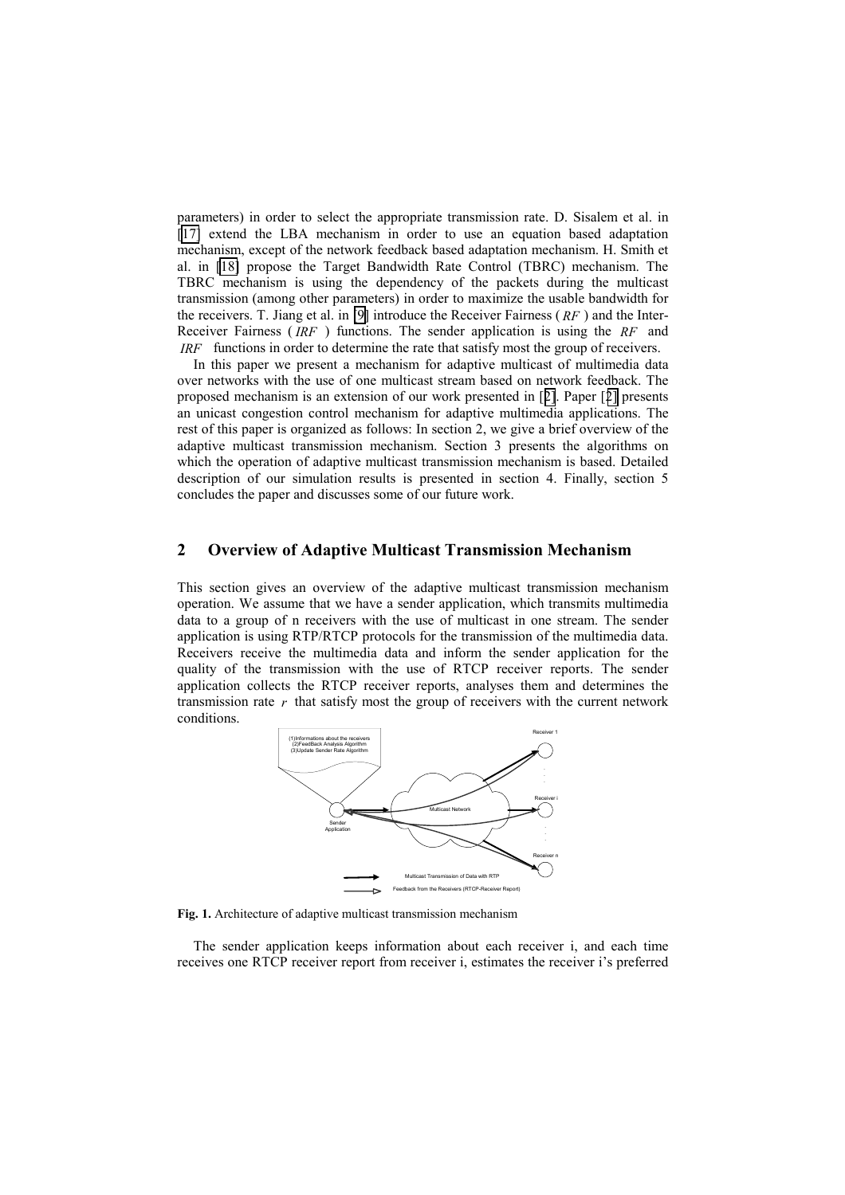parameters) in order to select the appropriate transmission rate. D. Sisalem et al. in [17] extend the LBA mechanism in order to use an equation based adaptation mechanism, except of the network feedback based adaptation mechanism. H. Smith et al. in [18] propose the Target Bandwidth Rate Control (TBRC) mechanism. The TBRC mechanism is using the dependency of the packets during the multicast transmission (among other parameters) in order to maximize the usable bandwidth for the receivers. T. Jiang et al. in [9] introduce the Receiver Fairness ( $RF$ ) and the Inter-Receiver Fairness ( $IRF$ ) functions. The sender application is using the $RF$ and $IRF$ functions in order to determine the rate that satisfy most the group of receivers.

In this paper we present a mechanism for adaptive multicast of multimedia data over networks with the use of one multicast stream based on network feedback. The proposed mechanism is an extension of our work presented in [2]. Paper [2] presents an unicast congestion control mechanism for adaptive multimedia applications. The rest of this paper is organized as follows: In section 2, we give a brief overview of the adaptive multicast transmission mechanism. Section 3 presents the algorithms on which the operation of adaptive multicast transmission mechanism is based. Detailed description of our simulation results is presented in section 4. Finally, section 5 concludes the paper and discusses some of our future work.

## 2 Overview of Adaptive Multicast Transmission Mechanism

This section gives an overview of the adaptive multicast transmission mechanism operation. We assume that we have a sender application, which transmits multimedia data to a group of n receivers with the use of multicast in one stream. The sender application is using RTP/RTCP protocols for the transmission of the multimedia data. Receivers receive the multimedia data and inform the sender application for the quality of the transmission with the use of RTCP receiver reports. The sender application collects the RTCP receiver reports, analyses them and determines the transmission rate $r$ that satisfy most the group of receivers with the current network conditions.

**Fig. 1.** Architecture of adaptive multicast transmission mechanism

The sender application keeps information about each receiver i, and each time receives one RTCP receiver report from receiver i, estimates the receiver i's preferred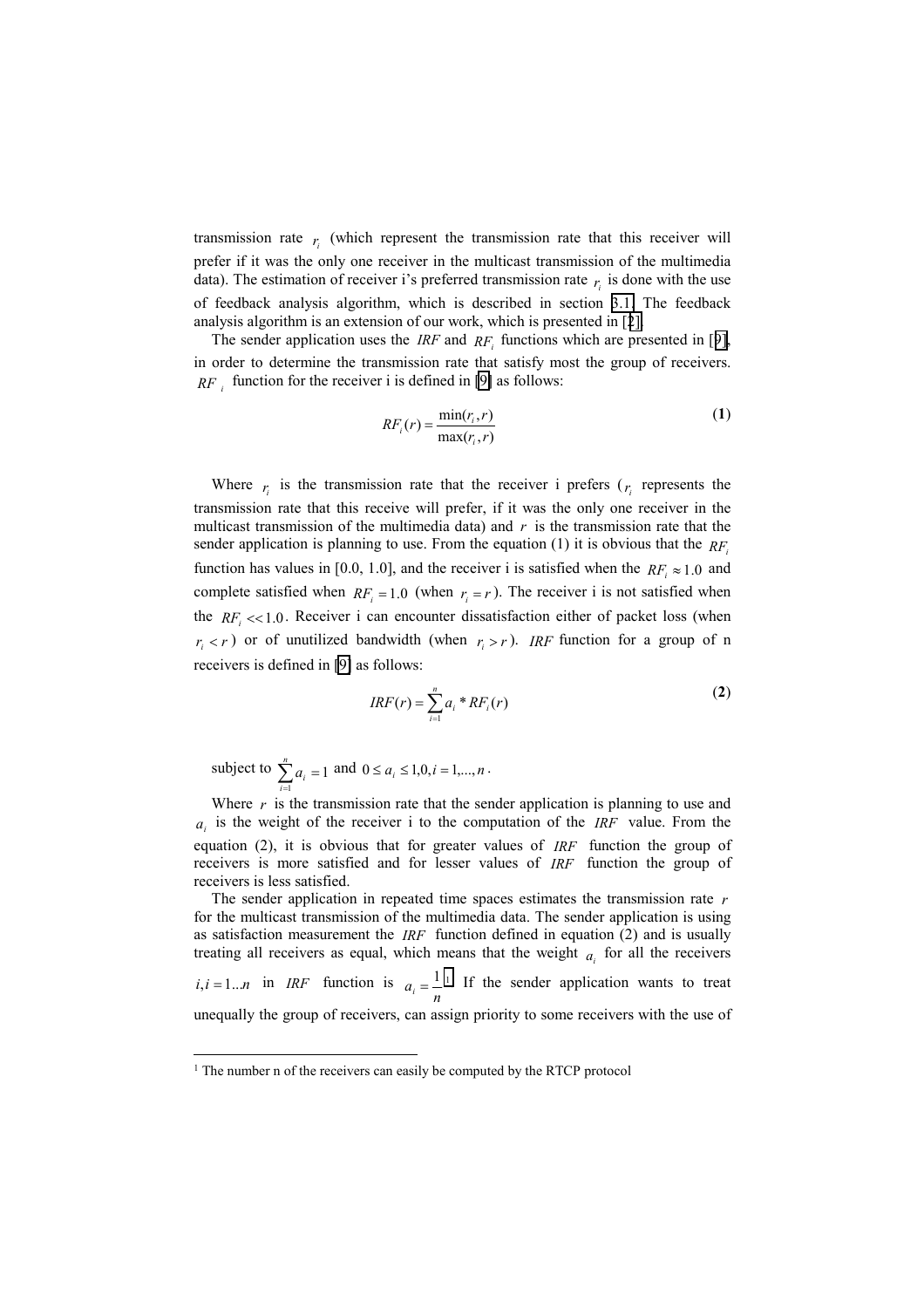transmission rate $r_i$ (which represent the transmission rate that this receiver will prefer if it was the only one receiver in the multicast transmission of the multimedia data). The estimation of receiver i's preferred transmission rate $r_i$ is done with the use of feedback analysis algorithm, which is described in section 3.1. The feedback analysis algorithm is an extension of our work, which is presented in [2].

The sender application uses the $IRF$ and $RF_i$ functions which are presented in [9], in order to determine the transmission rate that satisfy most the group of receivers. $RF_i$ function for the receiver i is defined in [9] as follows:

$$RF_i(r) = \frac{\min(r_i, r)}{\max(r_i, r)} \quad \textbf{(1)}$$

Where $r_i$ is the transmission rate that the receiver i prefers ($r_i$ represents the transmission rate that this receive will prefer, if it was the only one receiver in the multicast transmission of the multimedia data) and $r$ is the transmission rate that the sender application is planning to use. From the equation (1) it is obvious that the $RF_i$ function has values in [0.0, 1.0], and the receiver i is satisfied when the $RF_i \approx 1.0$ and complete satisfied when $RF_i = 1.0$ (when $r_i = r$). The receiver i is not satisfied when the $RF_i << 1.0$. Receiver i can encounter dissatisfaction either of packet loss (when $r_i < r$) or of unutilized bandwidth (when $r_i > r$). $IRF$ function for a group of n receivers is defined in [9] as follows:

$$IRF(r) = \sum_{i=1}^{n} a_i * RF_i(r) \quad \textbf{(2)}$$

subject to $\sum_{i=1}^{n} a_i = 1$ and $0 \le a_i \le 1,0, i = 1,...,n$.

Where $r$ is the transmission rate that the sender application is planning to use and $a_i$ is the weight of the receiver i to the computation of the $IRF$ value. From the equation (2), it is obvious that for greater values of $IRF$ function the group of receivers is more satisfied and for lesser values of $IRF$ function the group of receivers is less satisfied.

The sender application in repeated time spaces estimates the transmission rate $r$ for the multicast transmission of the multimedia data. The sender application is using as satisfaction measurement the $IRF$ function defined in equation (2) and is usually treating all receivers as equal, which means that the weight $a_i$ for all the receivers $i, i = 1...n$ in $IRF$ function is $a_i = \frac{1}{n}$ [1]. If the sender application wants to treat unequally the group of receivers, can assign priority to some receivers with the use of

[1] The number n of the receivers can easily be computed by the RTCP protocol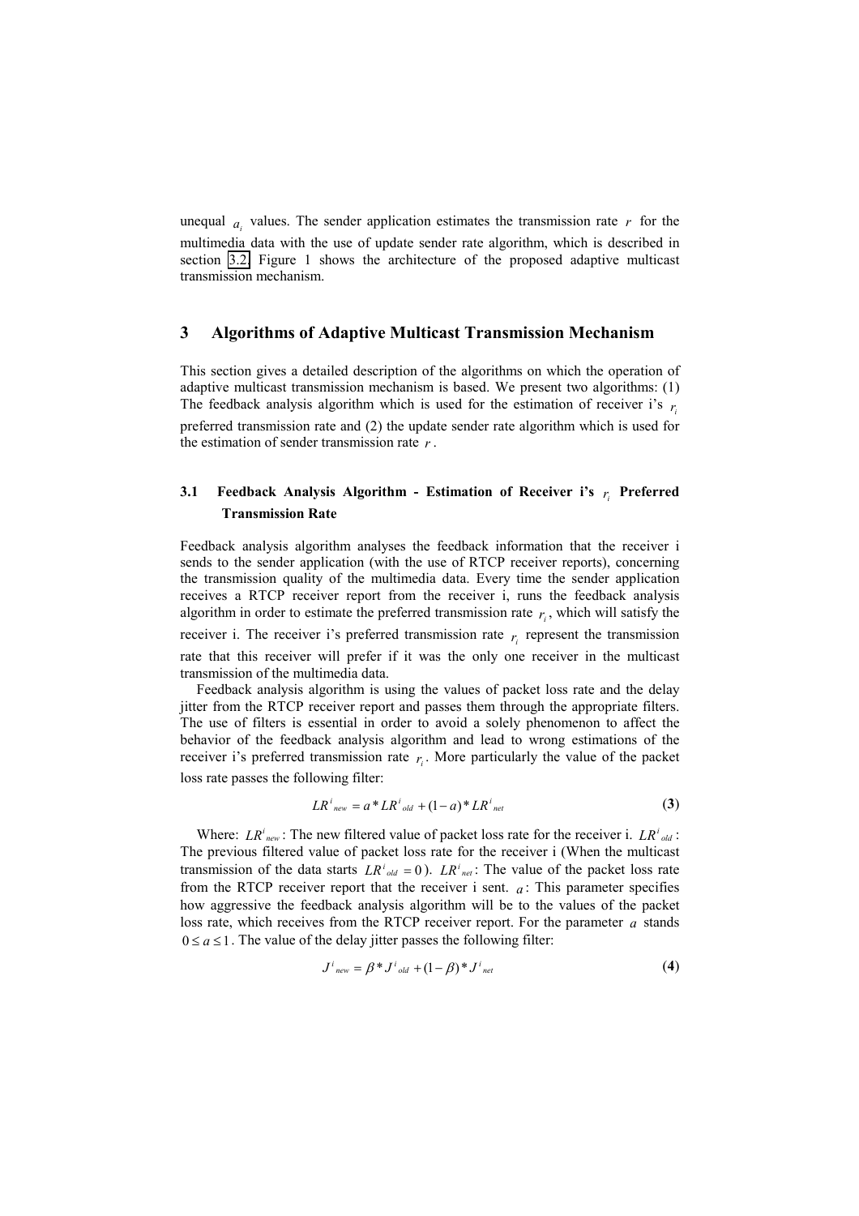unequal $a_i$ values. The sender application estimates the transmission rate $r$ for the multimedia data with the use of update sender rate algorithm, which is described in section 3.2. Figure 1 shows the architecture of the proposed adaptive multicast transmission mechanism.

## 3 Algorithms of Adaptive Multicast Transmission Mechanism

This section gives a detailed description of the algorithms on which the operation of adaptive multicast transmission mechanism is based. We present two algorithms: (1) The feedback analysis algorithm which is used for the estimation of receiver i's $r_i$ preferred transmission rate and (2) the update sender rate algorithm which is used for the estimation of sender transmission rate $r$.

### 3.1 Feedback Analysis Algorithm - Estimation of Receiver i's $r_i$ Preferred Transmission Rate

Feedback analysis algorithm analyses the feedback information that the receiver i sends to the sender application (with the use of RTCP receiver reports), concerning the transmission quality of the multimedia data. Every time the sender application receives a RTCP receiver report from the receiver i, runs the feedback analysis algorithm in order to estimate the preferred transmission rate $r_i$, which will satisfy the receiver i. The receiver i's preferred transmission rate $r_i$ represent the transmission rate that this receiver will prefer if it was the only one receiver in the multicast transmission of the multimedia data.

Feedback analysis algorithm is using the values of packet loss rate and the delay jitter from the RTCP receiver report and passes them through the appropriate filters. The use of filters is essential in order to avoid a solely phenomenon to affect the behavior of the feedback analysis algorithm and lead to wrong estimations of the receiver i's preferred transmission rate $r_i$. More particularly the value of the packet loss rate passes the following filter:

$$LR^i_{new} = a * LR^i_{old} + (1-a) * LR^i_{net} \tag{3}$$

Where: $LR^i_{new}$: The new filtered value of packet loss rate for the receiver i. $LR^i_{old}$: The previous filtered value of packet loss rate for the receiver i (When the multicast transmission of the data starts $LR^i_{old} = 0$). $LR^i_{net}$: The value of the packet loss rate from the RTCP receiver report that the receiver i sent. $a$: This parameter specifies how aggressive the feedback analysis algorithm will be to the values of the packet loss rate, which receives from the RTCP receiver report. For the parameter $a$ stands $0 \le a \le 1$. The value of the delay jitter passes the following filter:

$$J^i_{new} = \beta * J^i_{old} + (1-\beta) * J^i_{net} \tag{4}$$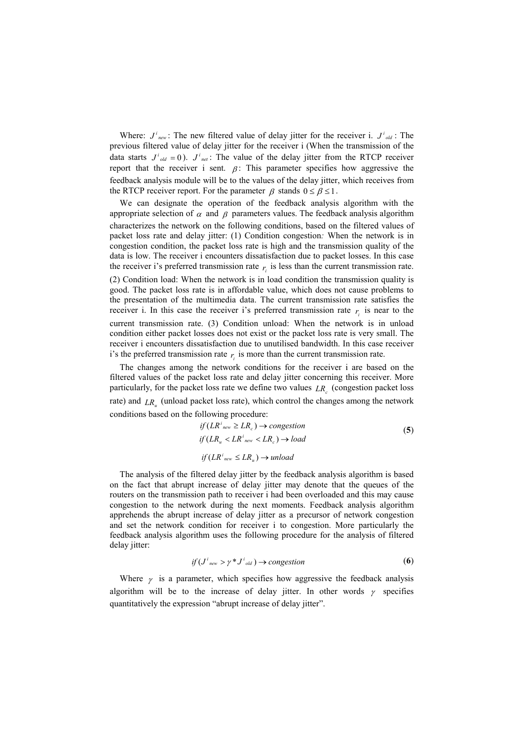Where: $J^i_{new}$: The new filtered value of delay jitter for the receiver i. $J^i_{old}$: The previous filtered value of delay jitter for the receiver i (When the transmission of the data starts $J^i_{old} = 0$). $J^i_{net}$: The value of the delay jitter from the RTCP receiver report that the receiver i sent. $\beta$: This parameter specifies how aggressive the feedback analysis module will be to the values of the delay jitter, which receives from the RTCP receiver report. For the parameter $\beta$ stands $0 \leq \beta \leq 1$.

We can designate the operation of the feedback analysis algorithm with the appropriate selection of $\alpha$ and $\beta$ parameters values. The feedback analysis algorithm characterizes the network on the following conditions, based on the filtered values of packet loss rate and delay jitter: (1) Condition congestion*:* When the network is in congestion condition, the packet loss rate is high and the transmission quality of the data is low. The receiver i encounters dissatisfaction due to packet losses. In this case the receiver i's preferred transmission rate $r_i$ is less than the current transmission rate. (2) Condition load: When the network is in load condition the transmission quality is good. The packet loss rate is in affordable value, which does not cause problems to the presentation of the multimedia data. The current transmission rate satisfies the receiver i. In this case the receiver i's preferred transmission rate $r_i$ is near to the current transmission rate. (3) Condition unload: When the network is in unload condition either packet losses does not exist or the packet loss rate is very small. The receiver i encounters dissatisfaction due to unutilised bandwidth. In this case receiver i's the preferred transmission rate $r_i$ is more than the current transmission rate.

The changes among the network conditions for the receiver i are based on the filtered values of the packet loss rate and delay jitter concerning this receiver. More particularly, for the packet loss rate we define two values $LR_c$ (congestion packet loss rate) and $LR_u$ (unload packet loss rate), which control the changes among the network conditions based on the following procedure:

$$
\begin{aligned}
&if\,(LR^i_{new} \geq LR_c) \rightarrow congestion \\
&if\,(LR_u < LR^i_{new} < LR_c) \rightarrow load \\
&if\,(LR^i_{new} \leq LR_u) \rightarrow unload
\end{aligned}
\quad (5)
$$

The analysis of the filtered delay jitter by the feedback analysis algorithm is based on the fact that abrupt increase of delay jitter may denote that the queues of the routers on the transmission path to receiver i had been overloaded and this may cause congestion to the network during the next moments. Feedback analysis algorithm apprehends the abrupt increase of delay jitter as a precursor of network congestion and set the network condition for receiver i to congestion. More particularly the feedback analysis algorithm uses the following procedure for the analysis of filtered delay jitter:

$$
if\,(J^i_{new} > \gamma * J^i_{old}) \rightarrow congestion \quad (6)
$$

Where $\gamma$ is a parameter, which specifies how aggressive the feedback analysis algorithm will be to the increase of delay jitter. In other words $\gamma$ specifies quantitatively the expression "abrupt increase of delay jitter".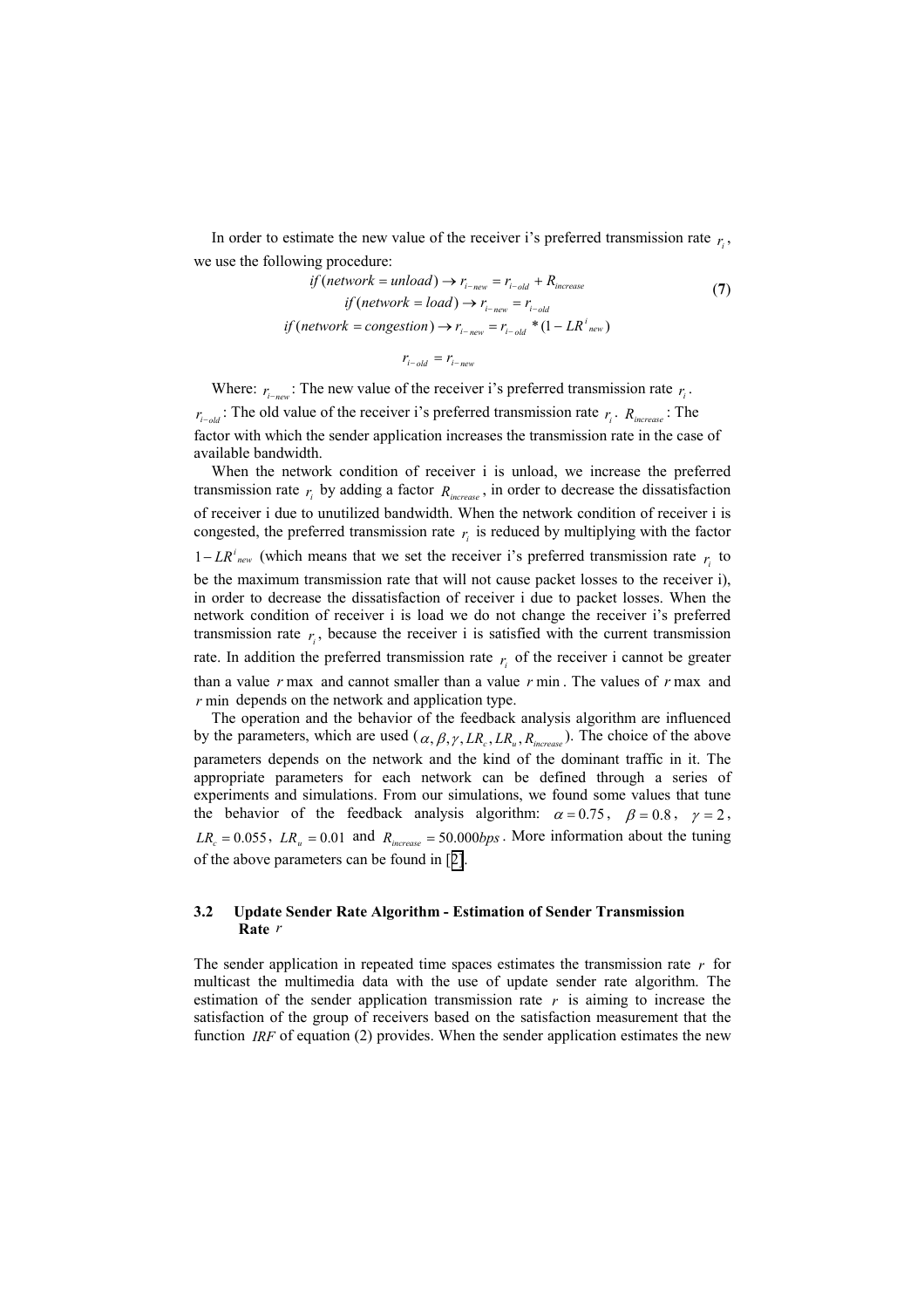In order to estimate the new value of the receiver i's preferred transmission rate $r_i$, we use the following procedure:

$$
\begin{aligned}
&if\,(network = unload) \rightarrow r_{i-new} = r_{i-old} + R_{increase} \\
&if\,(network = load) \rightarrow r_{i-new} = r_{i-old} \\
&if\,(network = congestion) \rightarrow r_{i-new} = r_{i-old} * (1 - LR^{i}{}_{new}) \\
&r_{i-old} = r_{i-new}
\end{aligned}
\tag{7}
$$

Where: $r_{i-new}$: The new value of the receiver i's preferred transmission rate $r_i$. $r_{i-old}$: The old value of the receiver i's preferred transmission rate $r_i$. $R_{increase}$: The factor with which the sender application increases the transmission rate in the case of available bandwidth.

When the network condition of receiver i is unload, we increase the preferred transmission rate $r_i$ by adding a factor $R_{increase}$, in order to decrease the dissatisfaction of receiver i due to unutilized bandwidth. When the network condition of receiver i is congested, the preferred transmission rate $r_i$ is reduced by multiplying with the factor $1 - LR^{i}{}_{new}$ (which means that we set the receiver i's preferred transmission rate $r_i$ to be the maximum transmission rate that will not cause packet losses to the receiver i), in order to decrease the dissatisfaction of receiver i due to packet losses. When the network condition of receiver i is load we do not change the receiver i's preferred transmission rate $r_i$, because the receiver i is satisfied with the current transmission rate. In addition the preferred transmission rate $r_i$ of the receiver i cannot be greater than a value $r\max$ and cannot smaller than a value $r\min$. The values of $r\max$ and $r\min$ depends on the network and application type.

The operation and the behavior of the feedback analysis algorithm are influenced by the parameters, which are used ($\alpha, \beta, \gamma, LR_c, LR_u, R_{increase}$). The choice of the above parameters depends on the network and the kind of the dominant traffic in it. The appropriate parameters for each network can be defined through a series of experiments and simulations. From our simulations, we found some values that tune the behavior of the feedback analysis algorithm: $\alpha = 0.75$, $\beta = 0.8$, $\gamma = 2$, $LR_c = 0.055$, $LR_u = 0.01$ and $R_{increase} = 50.000bps$. More information about the tuning of the above parameters can be found in [2].

### 3.2 Update Sender Rate Algorithm - Estimation of Sender Transmission Rate $r$

The sender application in repeated time spaces estimates the transmission rate $r$ for multicast the multimedia data with the use of update sender rate algorithm. The estimation of the sender application transmission rate $r$ is aiming to increase the satisfaction of the group of receivers based on the satisfaction measurement that the function $IRF$ of equation (2) provides. When the sender application estimates the new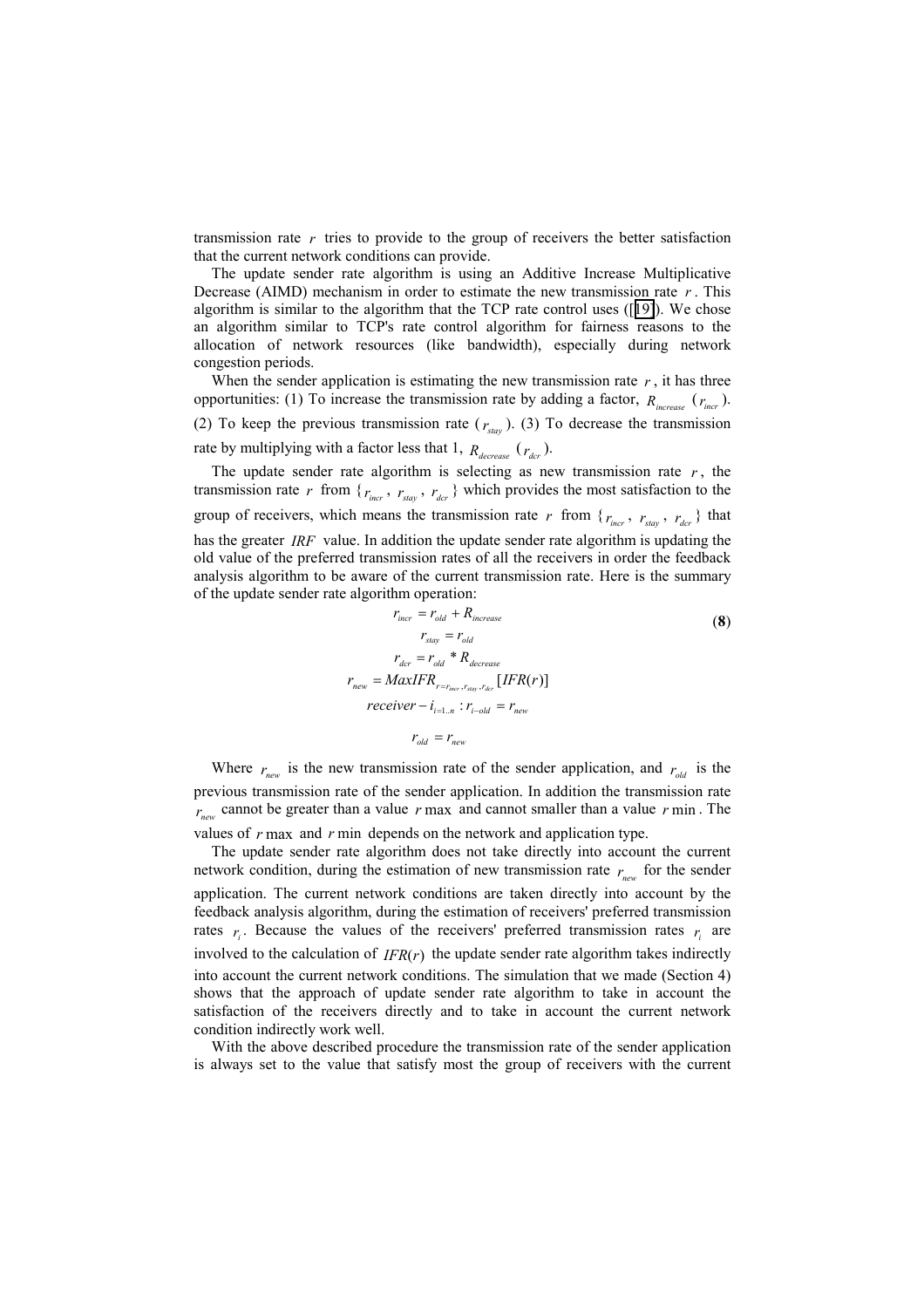transmission rate $r$ tries to provide to the group of receivers the better satisfaction that the current network conditions can provide.

The update sender rate algorithm is using an Additive Increase Multiplicative Decrease (AIMD) mechanism in order to estimate the new transmission rate $r$. This algorithm is similar to the algorithm that the TCP rate control uses ([19]). We chose an algorithm similar to TCP's rate control algorithm for fairness reasons to the allocation of network resources (like bandwidth), especially during network congestion periods.

When the sender application is estimating the new transmission rate $r$, it has three opportunities: (1) To increase the transmission rate by adding a factor, $R_{increase}$ ($r_{incr}$). (2) To keep the previous transmission rate ($r_{stay}$). (3) To decrease the transmission rate by multiplying with a factor less that 1, $R_{decrease}$ ($r_{dcr}$).

The update sender rate algorithm is selecting as new transmission rate $r$, the transmission rate $r$ from {$r_{incr}$, $r_{stay}$, $r_{dcr}$} which provides the most satisfaction to the group of receivers, which means the transmission rate $r$ from {$r_{incr}$, $r_{stay}$, $r_{dcr}$} that has the greater $IRF$ value. In addition the update sender rate algorithm is updating the old value of the preferred transmission rates of all the receivers in order the feedback analysis algorithm to be aware of the current transmission rate. Here is the summary of the update sender rate algorithm operation:

$$
\begin{gathered}
r_{incr} = r_{old} + R_{increase} \\
r_{stay} = r_{old} \\
r_{dcr} = r_{old} * R_{decrease} \\
r_{new} = MaxIFR_{r=r_{incr}, r_{stay}, r_{dcr}}[IFR(r)] \\
receiver - i_{i=1..n} : r_{i-old} = r_{new} \\
r_{old} = r_{new}
\end{gathered}
\qquad (8)
$$

Where $r_{new}$ is the new transmission rate of the sender application, and $r_{old}$ is the previous transmission rate of the sender application. In addition the transmission rate $r_{new}$ cannot be greater than a value $r\max$ and cannot smaller than a value $r\min$. The values of $r\max$ and $r\min$ depends on the network and application type.

The update sender rate algorithm does not take directly into account the current network condition, during the estimation of new transmission rate $r_{new}$ for the sender application. The current network conditions are taken directly into account by the feedback analysis algorithm, during the estimation of receivers' preferred transmission rates $r_i$. Because the values of the receivers' preferred transmission rates $r_i$ are involved to the calculation of $IFR(r)$ the update sender rate algorithm takes indirectly into account the current network conditions. The simulation that we made (Section 4) shows that the approach of update sender rate algorithm to take in account the satisfaction of the receivers directly and to take in account the current network condition indirectly work well.

With the above described procedure the transmission rate of the sender application is always set to the value that satisfy most the group of receivers with the current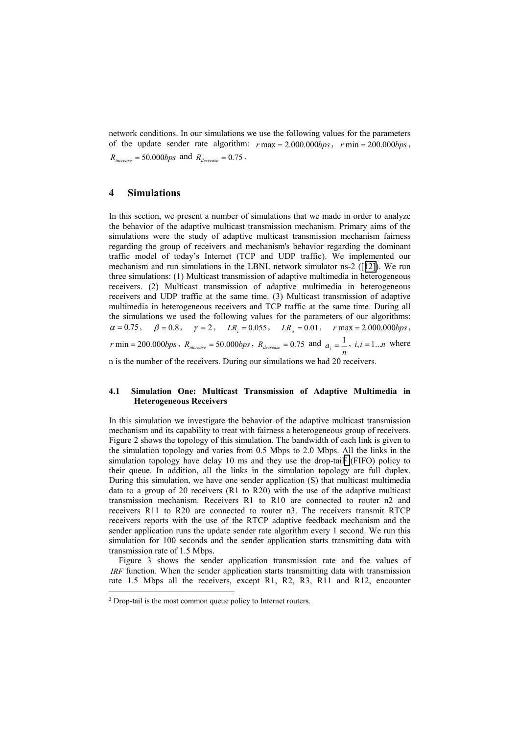network conditions. In our simulations we use the following values for the parameters of the update sender rate algorithm: $r\max = 2.000.000bps$, $r\min = 200.000bps$, $R_{increase} = 50.000bps$ and $R_{decrease} = 0.75$.

## 4 Simulations

In this section, we present a number of simulations that we made in order to analyze the behavior of the adaptive multicast transmission mechanism. Primary aims of the simulations were the study of adaptive multicast transmission mechanism fairness regarding the group of receivers and mechanism's behavior regarding the dominant traffic model of today's Internet (TCP and UDP traffic). We implemented our mechanism and run simulations in the LBNL network simulator ns-2 ([12]). We run three simulations: (1) Multicast transmission of adaptive multimedia in heterogeneous receivers. (2) Multicast transmission of adaptive multimedia in heterogeneous receivers and UDP traffic at the same time. (3) Multicast transmission of adaptive multimedia in heterogeneous receivers and TCP traffic at the same time. During all the simulations we used the following values for the parameters of our algorithms: $\alpha = 0.75$, $\beta = 0.8$, $\gamma = 2$, $LR_c = 0.055$, $LR_u = 0.01$, $r\max = 2.000.000bps$, $r\min = 200.000bps$, $R_{increase} = 50.000bps$, $R_{decrease} = 0.75$ and $a_i = \frac{1}{n}$, $i, i = 1...n$ where n is the number of the receivers. During our simulations we had 20 receivers.

### 4.1 Simulation One: Multicast Transmission of Adaptive Multimedia in Heterogeneous Receivers

In this simulation we investigate the behavior of the adaptive multicast transmission mechanism and its capability to treat with fairness a heterogeneous group of receivers. Figure 2 shows the topology of this simulation. The bandwidth of each link is given to the simulation topology and varies from 0.5 Mbps to 2.0 Mbps. All the links in the simulation topology have delay 10 ms and they use the drop-tail[2] (FIFO) policy to their queue. In addition, all the links in the simulation topology are full duplex. During this simulation, we have one sender application (S) that multicast multimedia data to a group of 20 receivers (R1 to R20) with the use of the adaptive multicast transmission mechanism. Receivers R1 to R10 are connected to router n2 and receivers R11 to R20 are connected to router n3. The receivers transmit RTCP receivers reports with the use of the RTCP adaptive feedback mechanism and the sender application runs the update sender rate algorithm every 1 second. We run this simulation for 100 seconds and the sender application starts transmitting data with transmission rate of 1.5 Mbps.

Figure 3 shows the sender application transmission rate and the values of $IRF$ function. When the sender application starts transmitting data with transmission rate 1.5 Mbps all the receivers, except R1, R2, R3, R11 and R12, encounter

[2] Drop-tail is the most common queue policy to Internet routers.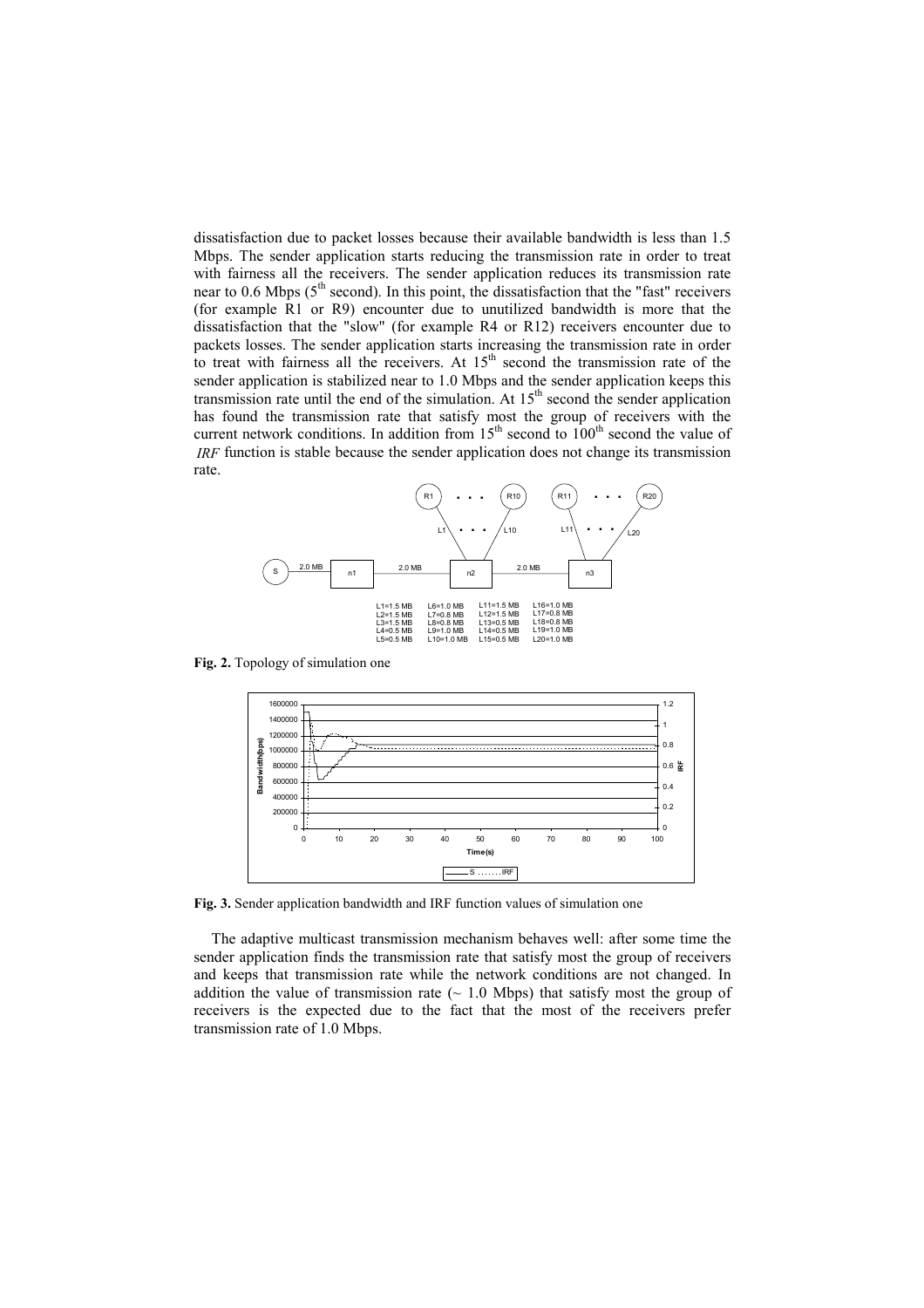dissatisfaction due to packet losses because their available bandwidth is less than 1.5 Mbps. The sender application starts reducing the transmission rate in order to treat with fairness all the receivers. The sender application reduces its transmission rate near to 0.6 Mbps (5[th] second). In this point, the dissatisfaction that the "fast" receivers (for example R1 or R9) encounter due to unutilized bandwidth is more that the dissatisfaction that the "slow" (for example R4 or R12) receivers encounter due to packets losses. The sender application starts increasing the transmission rate in order to treat with fairness all the receivers. At 15[th] second the transmission rate of the sender application is stabilized near to 1.0 Mbps and the sender application keeps this transmission rate until the end of the simulation. At 15[th] second the sender application has found the transmission rate that satisfy most the group of receivers with the current network conditions. In addition from 15[th] second to 100[th] second the value of *IRF* function is stable because the sender application does not change its transmission rate.

**Fig. 2.** Topology of simulation one

**Fig. 3.** Sender application bandwidth and IRF function values of simulation one

The adaptive multicast transmission mechanism behaves well: after some time the sender application finds the transmission rate that satisfy most the group of receivers and keeps that transmission rate while the network conditions are not changed. In addition the value of transmission rate (~ 1.0 Mbps) that satisfy most the group of receivers is the expected due to the fact that the most of the receivers prefer transmission rate of 1.0 Mbps.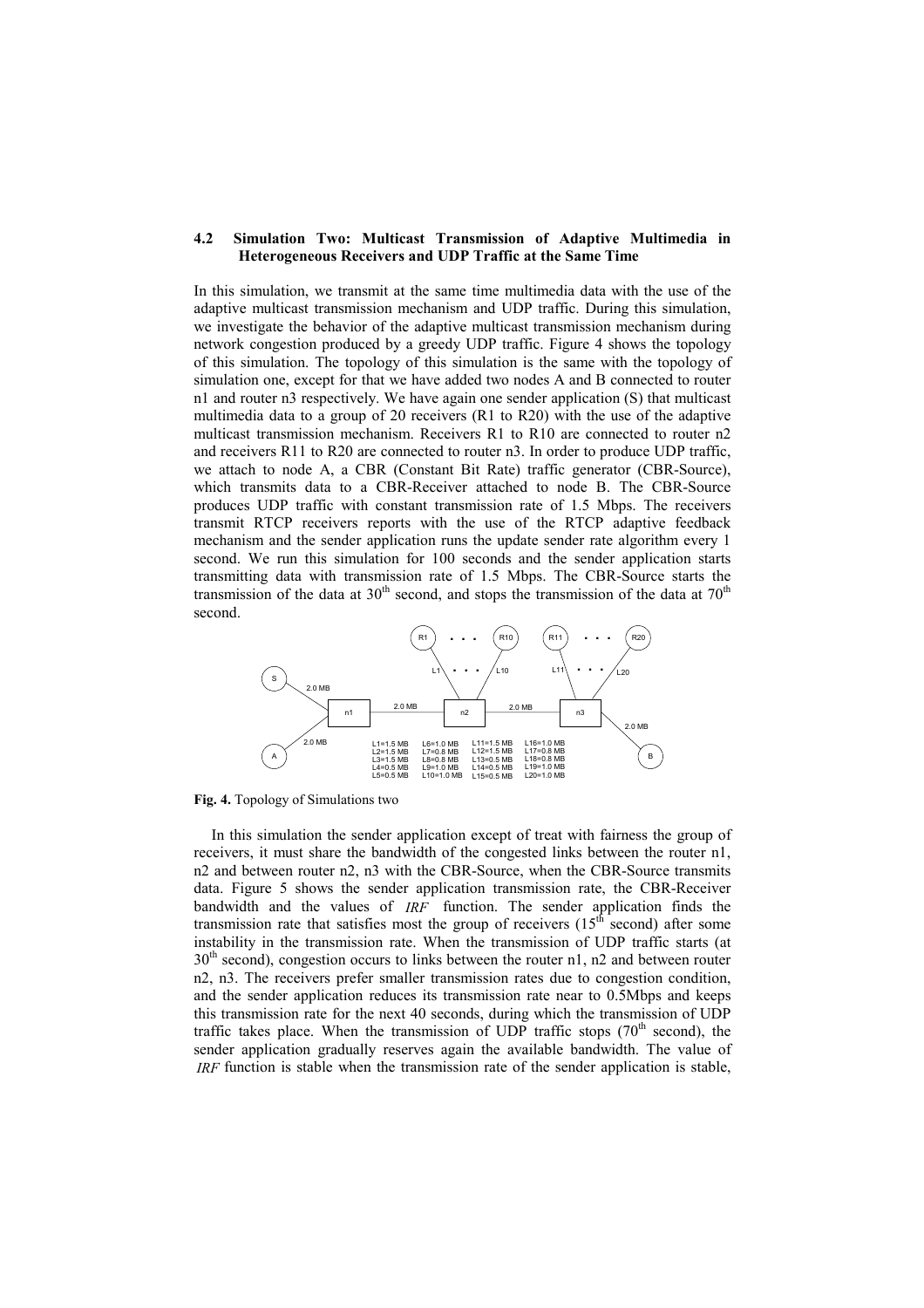### 4.2 Simulation Two: Multicast Transmission of Adaptive Multimedia in Heterogeneous Receivers and UDP Traffic at the Same Time

In this simulation, we transmit at the same time multimedia data with the use of the adaptive multicast transmission mechanism and UDP traffic. During this simulation, we investigate the behavior of the adaptive multicast transmission mechanism during network congestion produced by a greedy UDP traffic. Figure 4 shows the topology of this simulation. The topology of this simulation is the same with the topology of simulation one, except for that we have added two nodes A and B connected to router n1 and router n3 respectively. We have again one sender application (S) that multicast multimedia data to a group of 20 receivers (R1 to R20) with the use of the adaptive multicast transmission mechanism. Receivers R1 to R10 are connected to router n2 and receivers R11 to R20 are connected to router n3. In order to produce UDP traffic, we attach to node A, a CBR (Constant Bit Rate) traffic generator (CBR-Source), which transmits data to a CBR-Receiver attached to node B. The CBR-Source produces UDP traffic with constant transmission rate of 1.5 Mbps. The receivers transmit RTCP receivers reports with the use of the RTCP adaptive feedback mechanism and the sender application runs the update sender rate algorithm every 1 second. We run this simulation for 100 seconds and the sender application starts transmitting data with transmission rate of 1.5 Mbps. The CBR-Source starts the transmission of the data at 30th second, and stops the transmission of the data at 70th second.

L1=1.5 MB, L2=1.5 MB, L3=1.5 MB, L4=0.5 MB, L5=0.5 MB, L6=1.0 MB, L7=0.8 MB, L8=0.8 MB, L9=1.0 MB, L10=1.0 MB, L11=1.5 MB, L12=1.5 MB, L13=0.5 MB, L14=0.5 MB, L15=0.5 MB, L16=1.0 MB, L17=0.8 MB, L18=0.8 MB, L19=1.0 MB, L20=1.0 MB

**Fig. 4.** Topology of Simulations two

In this simulation the sender application except of treat with fairness the group of receivers, it must share the bandwidth of the congested links between the router n1, n2 and between router n2, n3 with the CBR-Source, when the CBR-Source transmits data. Figure 5 shows the sender application transmission rate, the CBR-Receiver bandwidth and the values of $IRF$ function. The sender application finds the transmission rate that satisfies most the group of receivers (15th second) after some instability in the transmission rate. When the transmission of UDP traffic starts (at 30th second), congestion occurs to links between the router n1, n2 and between router n2, n3. The receivers prefer smaller transmission rates due to congestion condition, and the sender application reduces its transmission rate near to 0.5Mbps and keeps this transmission rate for the next 40 seconds, during which the transmission of UDP traffic takes place. When the transmission of UDP traffic stops (70th second), the sender application gradually reserves again the available bandwidth. The value of $IRF$ function is stable when the transmission rate of the sender application is stable,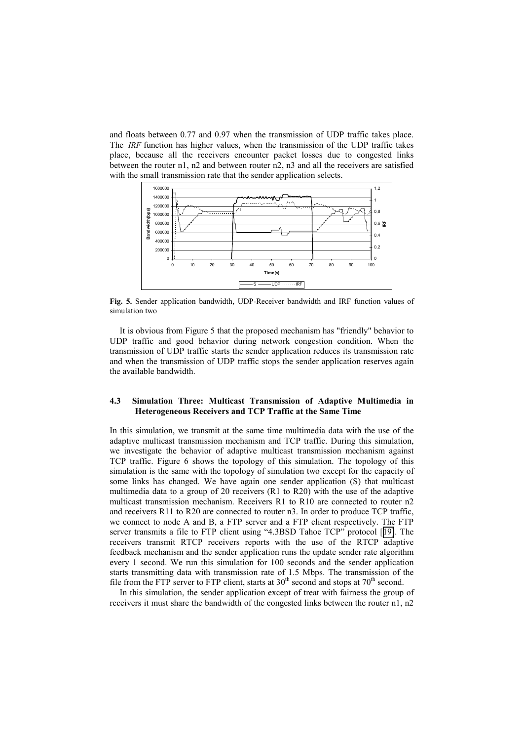and floats between 0.77 and 0.97 when the transmission of UDP traffic takes place. The *IRF* function has higher values, when the transmission of the UDP traffic takes place, because all the receivers encounter packet losses due to congested links between the router n1, n2 and between router n2, n3 and all the receivers are satisfied with the small transmission rate that the sender application selects.

**Fig. 5.** Sender application bandwidth, UDP-Receiver bandwidth and IRF function values of simulation two

It is obvious from Figure 5 that the proposed mechanism has "friendly" behavior to UDP traffic and good behavior during network congestion condition. When the transmission of UDP traffic starts the sender application reduces its transmission rate and when the transmission of UDP traffic stops the sender application reserves again the available bandwidth.

### 4.3 Simulation Three: Multicast Transmission of Adaptive Multimedia in Heterogeneous Receivers and TCP Traffic at the Same Time

In this simulation, we transmit at the same time multimedia data with the use of the adaptive multicast transmission mechanism and TCP traffic. During this simulation, we investigate the behavior of adaptive multicast transmission mechanism against TCP traffic. Figure 6 shows the topology of this simulation. The topology of this simulation is the same with the topology of simulation two except for the capacity of some links has changed. We have again one sender application (S) that multicast multimedia data to a group of 20 receivers (R1 to R20) with the use of the adaptive multicast transmission mechanism. Receivers R1 to R10 are connected to router n2 and receivers R11 to R20 are connected to router n3. In order to produce TCP traffic, we connect to node A and B, a FTP server and a FTP client respectively. The FTP server transmits a file to FTP client using "4.3BSD Tahoe TCP" protocol [19]. The receivers transmit RTCP receivers reports with the use of the RTCP adaptive feedback mechanism and the sender application runs the update sender rate algorithm every 1 second. We run this simulation for 100 seconds and the sender application starts transmitting data with transmission rate of 1.5 Mbps. The transmission of the file from the FTP server to FTP client, starts at $30^{th}$ second and stops at $70^{th}$ second.

In this simulation, the sender application except of treat with fairness the group of receivers it must share the bandwidth of the congested links between the router n1, n2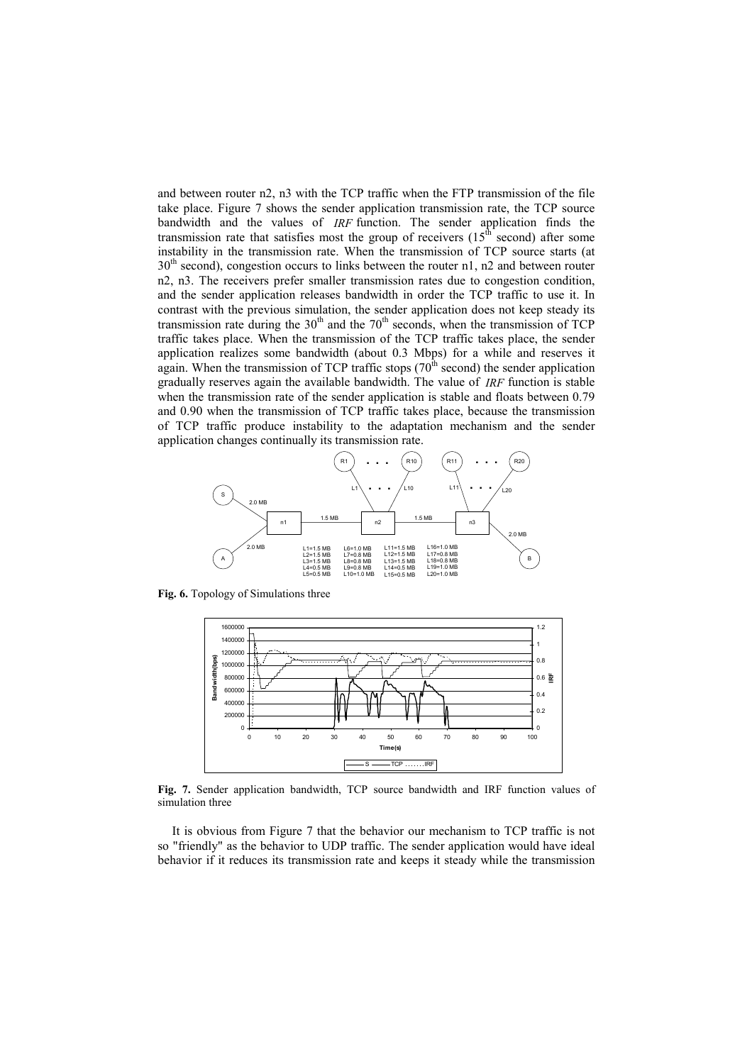and between router n2, n3 with the TCP traffic when the FTP transmission of the file take place. Figure 7 shows the sender application transmission rate, the TCP source bandwidth and the values of *IRF* function. The sender application finds the transmission rate that satisfies most the group of receivers ($15^{th}$ second) after some instability in the transmission rate. When the transmission of TCP source starts (at $30^{th}$ second), congestion occurs to links between the router n1, n2 and between router n2, n3. The receivers prefer smaller transmission rates due to congestion condition, and the sender application releases bandwidth in order the TCP traffic to use it. In contrast with the previous simulation, the sender application does not keep steady its transmission rate during the $30^{th}$ and the $70^{th}$ seconds, when the transmission of TCP traffic takes place. When the transmission of the TCP traffic takes place, the sender application realizes some bandwidth (about 0.3 Mbps) for a while and reserves it again. When the transmission of TCP traffic stops ($70^{th}$ second) the sender application gradually reserves again the available bandwidth. The value of *IRF* function is stable when the transmission rate of the sender application is stable and floats between 0.79 and 0.90 when the transmission of TCP traffic takes place, because the transmission of TCP traffic produce instability to the adaptation mechanism and the sender application changes continually its transmission rate.

**Fig. 6.** Topology of Simulations three

**Fig. 7.** Sender application bandwidth, TCP source bandwidth and IRF function values of simulation three

It is obvious from Figure 7 that the behavior our mechanism to TCP traffic is not so "friendly" as the behavior to UDP traffic. The sender application would have ideal behavior if it reduces its transmission rate and keeps it steady while the transmission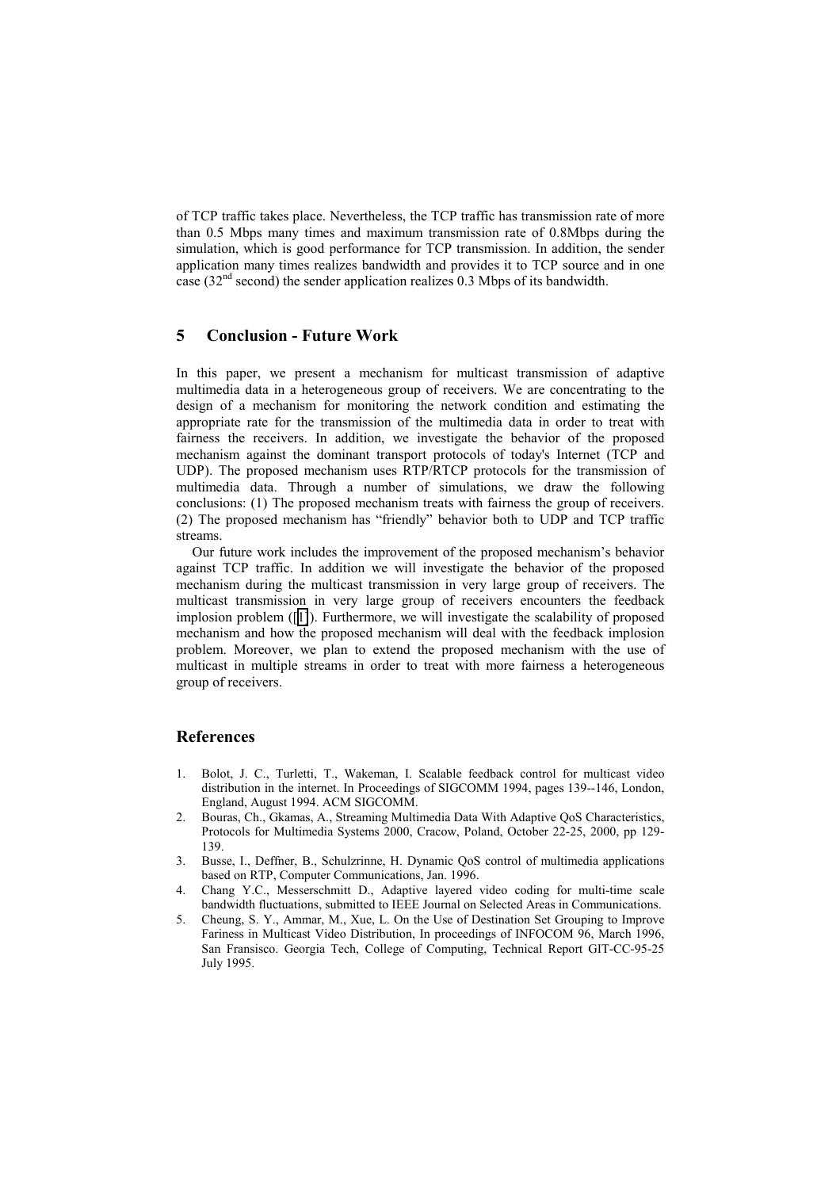of TCP traffic takes place. Nevertheless, the TCP traffic has transmission rate of more than 0.5 Mbps many times and maximum transmission rate of 0.8Mbps during the simulation, which is good performance for TCP transmission. In addition, the sender application many times realizes bandwidth and provides it to TCP source and in one case ($32^{nd}$ second) the sender application realizes 0.3 Mbps of its bandwidth.

## 5 Conclusion - Future Work

In this paper, we present a mechanism for multicast transmission of adaptive multimedia data in a heterogeneous group of receivers. We are concentrating to the design of a mechanism for monitoring the network condition and estimating the appropriate rate for the transmission of the multimedia data in order to treat with fairness the receivers. In addition, we investigate the behavior of the proposed mechanism against the dominant transport protocols of today's Internet (TCP and UDP). The proposed mechanism uses RTP/RTCP protocols for the transmission of multimedia data. Through a number of simulations, we draw the following conclusions: (1) The proposed mechanism treats with fairness the group of receivers. (2) The proposed mechanism has "friendly" behavior both to UDP and TCP traffic streams.

Our future work includes the improvement of the proposed mechanism's behavior against TCP traffic. In addition we will investigate the behavior of the proposed mechanism during the multicast transmission in very large group of receivers. The multicast transmission in very large group of receivers encounters the feedback implosion problem ([1]). Furthermore, we will investigate the scalability of proposed mechanism and how the proposed mechanism will deal with the feedback implosion problem. Moreover, we plan to extend the proposed mechanism with the use of multicast in multiple streams in order to treat with more fairness a heterogeneous group of receivers.

## References

1. Bolot, J. C., Turletti, T., Wakeman, I. Scalable feedback control for multicast video distribution in the internet. In Proceedings of SIGCOMM 1994, pages 139--146, London, England, August 1994. ACM SIGCOMM.
2. Bouras, Ch., Gkamas, A., Streaming Multimedia Data With Adaptive QoS Characteristics, Protocols for Multimedia Systems 2000, Cracow, Poland, October 22-25, 2000, pp 129-139.
3. Busse, I., Deffner, B., Schulzrinne, H. Dynamic QoS control of multimedia applications based on RTP, Computer Communications, Jan. 1996.
4. Chang Y.C., Messerschmitt D., Adaptive layered video coding for multi-time scale bandwidth fluctuations, submitted to IEEE Journal on Selected Areas in Communications.
5. Cheung, S. Y., Ammar, M., Xue, L. On the Use of Destination Set Grouping to Improve Fariness in Multicast Video Distribution, In proceedings of INFOCOM 96, March 1996, San Fransisco. Georgia Tech, College of Computing, Technical Report GIT-CC-95-25 July 1995.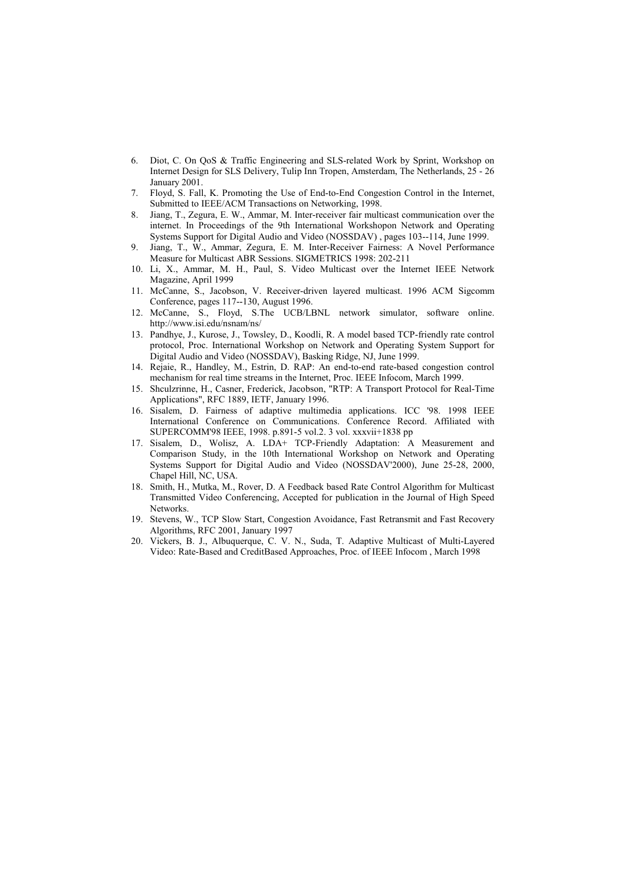6. Diot, C. On QoS & Traffic Engineering and SLS-related Work by Sprint, Workshop on Internet Design for SLS Delivery, Tulip Inn Tropen, Amsterdam, The Netherlands, 25 - 26 January 2001.
7. Floyd, S. Fall, K. Promoting the Use of End-to-End Congestion Control in the Internet, Submitted to IEEE/ACM Transactions on Networking, 1998.
8. Jiang, T., Zegura, E. W., Ammar, M. Inter-receiver fair multicast communication over the internet. In Proceedings of the 9th International Workshopon Network and Operating Systems Support for Digital Audio and Video (NOSSDAV) , pages 103--114, June 1999.
9. Jiang, T., W., Ammar, Zegura, E. M. Inter-Receiver Fairness: A Novel Performance Measure for Multicast ABR Sessions. SIGMETRICS 1998: 202-211
10. Li, X., Ammar, M. H., Paul, S. Video Multicast over the Internet IEEE Network Magazine, April 1999
11. McCanne, S., Jacobson, V. Receiver-driven layered multicast. 1996 ACM Sigcomm Conference, pages 117--130, August 1996.
12. McCanne, S., Floyd, S.The UCB/LBNL network simulator, software online. http://www.isi.edu/nsnam/ns/
13. Pandhye, J., Kurose, J., Towsley, D., Koodli, R. A model based TCP-friendly rate control protocol, Proc. International Workshop on Network and Operating System Support for Digital Audio and Video (NOSSDAV), Basking Ridge, NJ, June 1999.
14. Rejaie, R., Handley, M., Estrin, D. RAP: An end-to-end rate-based congestion control mechanism for real time streams in the Internet, Proc. IEEE Infocom, March 1999.
15. Shculzrinne, H., Casner, Frederick, Jacobson, "RTP: A Transport Protocol for Real-Time Applications", RFC 1889, IETF, January 1996.
16. Sisalem, D. Fairness of adaptive multimedia applications. ICC '98. 1998 IEEE International Conference on Communications. Conference Record. Affiliated with SUPERCOMM'98 IEEE, 1998. p.891-5 vol.2. 3 vol. xxxvii+1838 pp
17. Sisalem, D., Wolisz, A. LDA+ TCP-Friendly Adaptation: A Measurement and Comparison Study, in the 10th International Workshop on Network and Operating Systems Support for Digital Audio and Video (NOSSDAV'2000), June 25-28, 2000, Chapel Hill, NC, USA.
18. Smith, H., Mutka, M., Rover, D. A Feedback based Rate Control Algorithm for Multicast Transmitted Video Conferencing, Accepted for publication in the Journal of High Speed Networks.
19. Stevens, W., TCP Slow Start, Congestion Avoidance, Fast Retransmit and Fast Recovery Algorithms, RFC 2001, January 1997
20. Vickers, B. J., Albuquerque, C. V. N., Suda, T. Adaptive Multicast of Multi-Layered Video: Rate-Based and CreditBased Approaches, Proc. of IEEE Infocom , March 1998